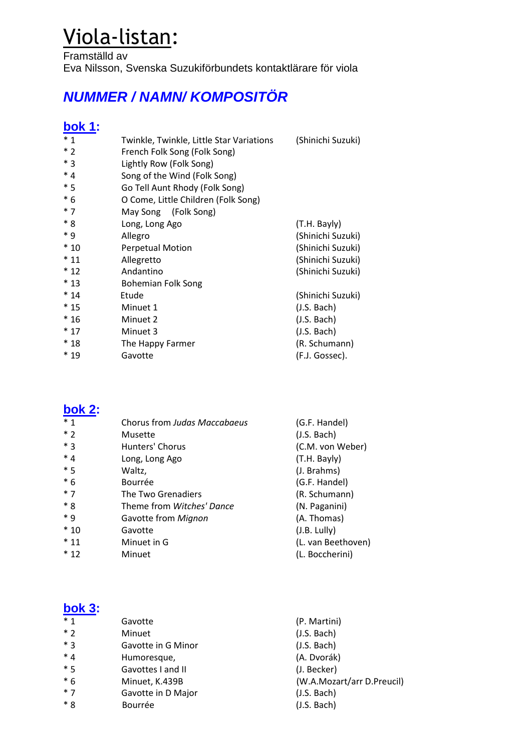# Viola-listan:

Framställd av
Eva Nilsson, Svenska Suzukiförbundets kontaktlärare för viola

## *NUMMER / NAMN/ KOMPOSITÖR*

### bok 1:

| | | |
|---|---|---|
| * 1 | Twinkle, Twinkle, Little Star Variations | (Shinichi Suzuki) |
| * 2 | French Folk Song (Folk Song) | |
| * 3 | Lightly Row (Folk Song) | |
| * 4 | Song of the Wind (Folk Song) | |
| * 5 | Go Tell Aunt Rhody (Folk Song) | |
| * 6 | O Come, Little Children (Folk Song) | |
| * 7 | May Song (Folk Song) | |
| * 8 | Long, Long Ago | (T.H. Bayly) |
| * 9 | Allegro | (Shinichi Suzuki) |
| * 10 | Perpetual Motion | (Shinichi Suzuki) |
| * 11 | Allegretto | (Shinichi Suzuki) |
| * 12 | Andantino | (Shinichi Suzuki) |
| * 13 | Bohemian Folk Song | |
| * 14 | Etude | (Shinichi Suzuki) |
| * 15 | Minuet 1 | (J.S. Bach) |
| * 16 | Minuet 2 | (J.S. Bach) |
| * 17 | Minuet 3 | (J.S. Bach) |
| * 18 | The Happy Farmer | (R. Schumann) |
| * 19 | Gavotte | (F.J. Gossec). |

### bok 2:

| | | |
|---|---|---|
| * 1 | Chorus from *Judas Maccabaeus* | (G.F. Handel) |
| * 2 | Musette | (J.S. Bach) |
| * 3 | Hunters' Chorus | (C.M. von Weber) |
| * 4 | Long, Long Ago | (T.H. Bayly) |
| * 5 | Waltz, | (J. Brahms) |
| * 6 | Bourrée | (G.F. Handel) |
| * 7 | The Two Grenadiers | (R. Schumann) |
| * 8 | Theme from *Witches' Dance* | (N. Paganini) |
| * 9 | Gavotte from *Mignon* | (A. Thomas) |
| * 10 | Gavotte | (J.B. Lully) |
| * 11 | Minuet in G | (L. van Beethoven) |
| * 12 | Minuet | (L. Boccherini) |

### bok 3:

| | | |
|---|---|---|
| * 1 | Gavotte | (P. Martini) |
| * 2 | Minuet | (J.S. Bach) |
| * 3 | Gavotte in G Minor | (J.S. Bach) |
| * 4 | Humoresque, | (A. Dvorák) |
| * 5 | Gavottes I and II | (J. Becker) |
| * 6 | Minuet, K.439B | (W.A.Mozart/arr D.Preucil) |
| * 7 | Gavotte in D Major | (J.S. Bach) |
| * 8 | Bourrée | (J.S. Bach) |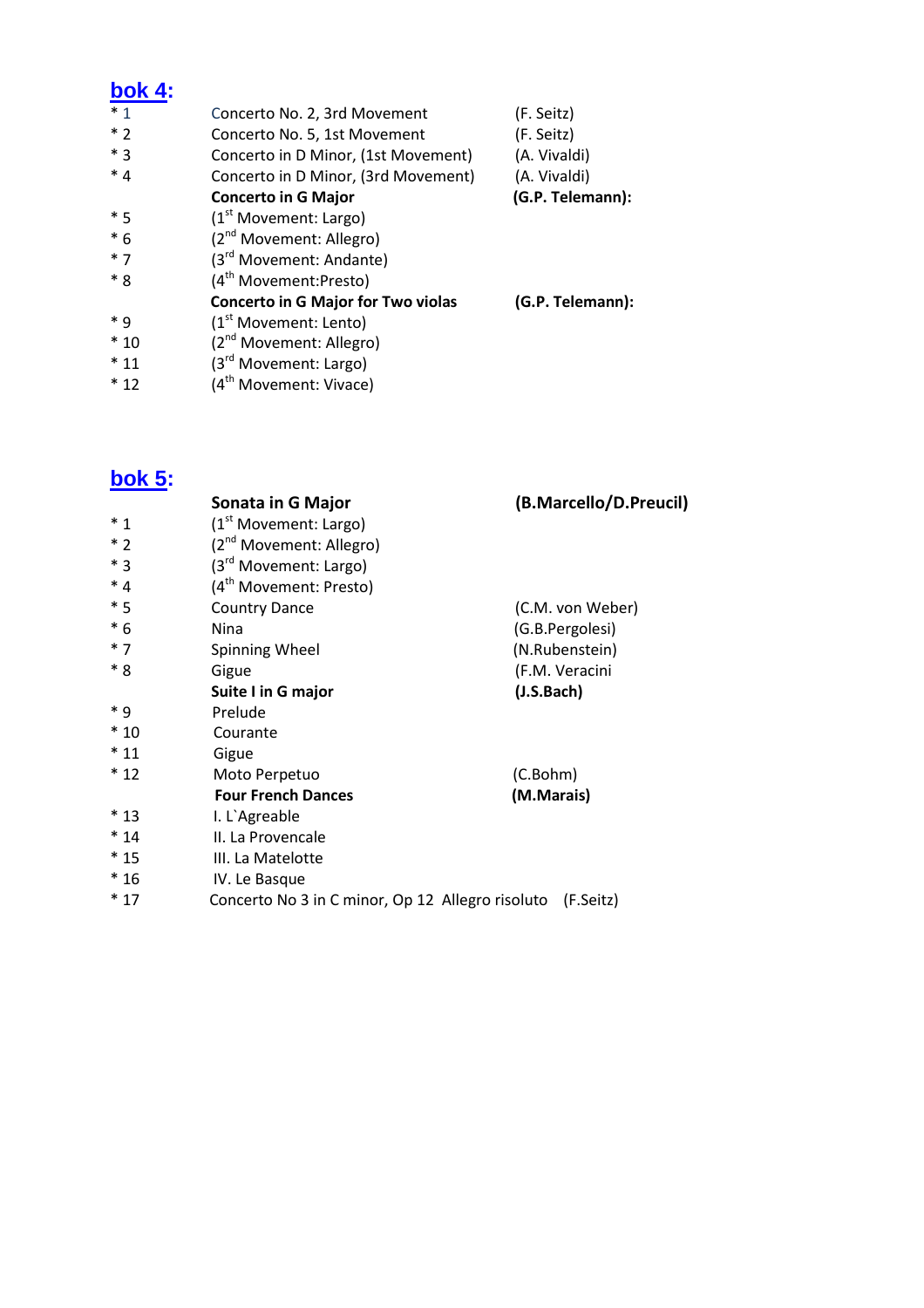## bok 4:

| | | |
|---|---|---|
| * 1 | Concerto No. 2, 3rd Movement | (F. Seitz) |
| * 2 | Concerto No. 5, 1st Movement | (F. Seitz) |
| * 3 | Concerto in D Minor, (1st Movement) | (A. Vivaldi) |
| * 4 | Concerto in D Minor, (3rd Movement) | (A. Vivaldi) |
| | **Concerto in G Major** | **(G.P. Telemann):** |
| * 5 | (1st Movement: Largo) | |
| * 6 | (2nd Movement: Allegro) | |
| * 7 | (3rd Movement: Andante) | |
| * 8 | (4th Movement:Presto) | |
| | **Concerto in G Major for Two violas** | **(G.P. Telemann):** |
| * 9 | (1st Movement: Lento) | |
| * 10 | (2nd Movement: Allegro) | |
| * 11 | (3rd Movement: Largo) | |
| * 12 | (4th Movement: Vivace) | |

## bok 5:

| | | |
|---|---|---|
| | **Sonata in G Major** | **(B.Marcello/D.Preucil)** |
| * 1 | (1st Movement: Largo) | |
| * 2 | (2nd Movement: Allegro) | |
| * 3 | (3rd Movement: Largo) | |
| * 4 | (4th Movement: Presto) | |
| * 5 | Country Dance | (C.M. von Weber) |
| * 6 | Nina | (G.B.Pergolesi) |
| * 7 | Spinning Wheel | (N.Rubenstein) |
| * 8 | Gigue | (F.M. Veracini |
| | **Suite I in G major** | **(J.S.Bach)** |
| * 9 | Prelude | |
| * 10 | Courante | |
| * 11 | Gigue | |
| * 12 | Moto Perpetuo | (C.Bohm) |
| | **Four French Dances** | **(M.Marais)** |
| * 13 | I. L`Agreable | |
| * 14 | II. La Provencale | |
| * 15 | III. La Matelotte | |
| * 16 | IV. Le Basque | |
| * 17 | Concerto No 3 in C minor, Op 12 Allegro risoluto | (F.Seitz) |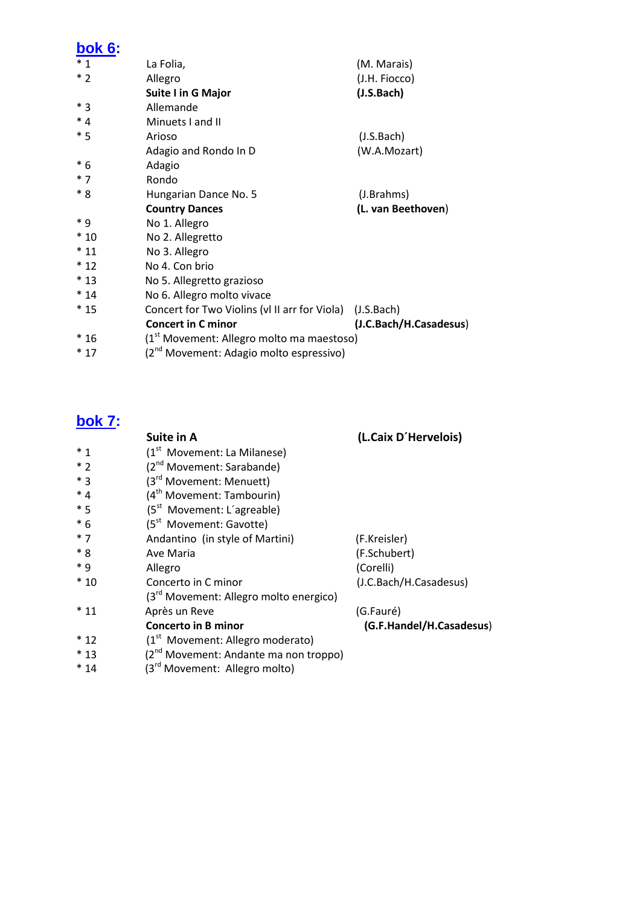## [bok 6:]

| | | |
|---|---|---|
| * 1 | La Folia, | (M. Marais) |
| * 2 | Allegro | (J.H. Fiocco) |
| | **Suite I in G Major** | **(J.S.Bach)** |
| * 3 | Allemande | |
| * 4 | Minuets I and II | |
| * 5 | Arioso | (J.S.Bach) |
| | Adagio and Rondo In D | (W.A.Mozart) |
| * 6 | Adagio | |
| * 7 | Rondo | |
| * 8 | Hungarian Dance No. 5 | (J.Brahms) |
| | **Country Dances** | **(L. van Beethoven)** |
| * 9 | No 1. Allegro | |
| * 10 | No 2. Allegretto | |
| * 11 | No 3. Allegro | |
| * 12 | No 4. Con brio | |
| * 13 | No 5. Allegretto grazioso | |
| * 14 | No 6. Allegro molto vivace | |
| * 15 | Concert for Two Violins (vl II arr for Viola) | (J.S.Bach) |
| | **Concert in C minor** | **(J.C.Bach/H.Casadesus)** |
| * 16 | (1st Movement: Allegro molto ma maestoso) | |
| * 17 | (2nd Movement: Adagio molto espressivo) | |

## [bok 7:]

| | | |
|---|---|---|
| | **Suite in A** | **(L.Caix D´Hervelois)** |
| * 1 | (1st Movement: La Milanese) | |
| * 2 | (2nd Movement: Sarabande) | |
| * 3 | (3rd Movement: Menuett) | |
| * 4 | (4th Movement: Tambourin) | |
| * 5 | (5st Movement: L´agreable) | |
| * 6 | (5st Movement: Gavotte) | |
| * 7 | Andantino (in style of Martini) | (F.Kreisler) |
| * 8 | Ave Maria | (F.Schubert) |
| * 9 | Allegro | (Corelli) |
| * 10 | Concerto in C minor | (J.C.Bach/H.Casadesus) |
| | (3rd Movement: Allegro molto energico) | |
| * 11 | Après un Reve | (G.Fauré) |
| | **Concerto in B minor** | **(G.F.Handel/H.Casadesus)** |
| * 12 | (1st Movement: Allegro moderato) | |
| * 13 | (2nd Movement: Andante ma non troppo) | |
| * 14 | (3rd Movement: Allegro molto) | |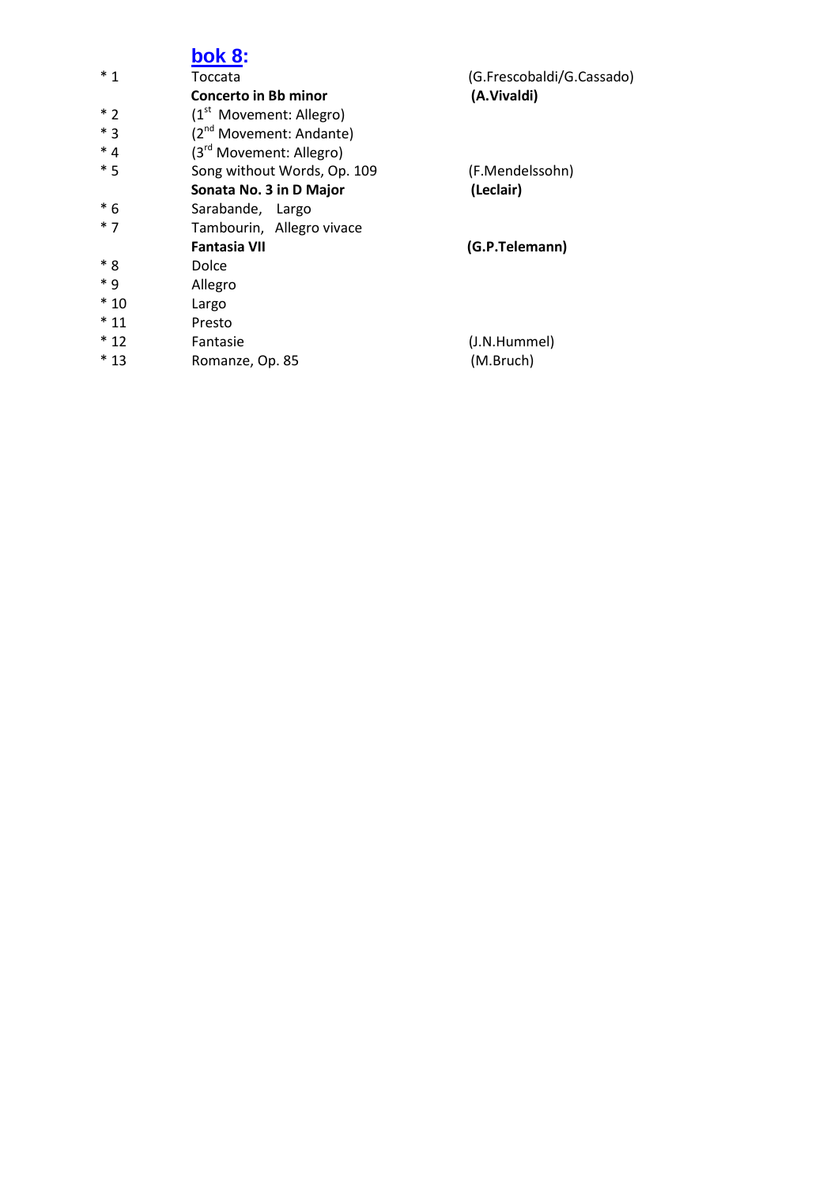## [bok 8:]

| | | |
|---|---|---|
| * 1 | Toccata | (G.Frescobaldi/G.Cassado) |
| | **Concerto in Bb minor** | **(A.Vivaldi)** |
| * 2 | (1st Movement: Allegro) | |
| * 3 | (2nd Movement: Andante) | |
| * 4 | (3rd Movement: Allegro) | |
| * 5 | Song without Words, Op. 109 | (F.Mendelssohn) |
| | **Sonata No. 3 in D Major** | **(Leclair)** |
| * 6 | Sarabande, Largo | |
| * 7 | Tambourin, Allegro vivace | |
| | **Fantasia VII** | **(G.P.Telemann)** |
| * 8 | Dolce | |
| * 9 | Allegro | |
| * 10 | Largo | |
| * 11 | Presto | |
| * 12 | Fantasie | (J.N.Hummel) |
| * 13 | Romanze, Op. 85 | (M.Bruch) |